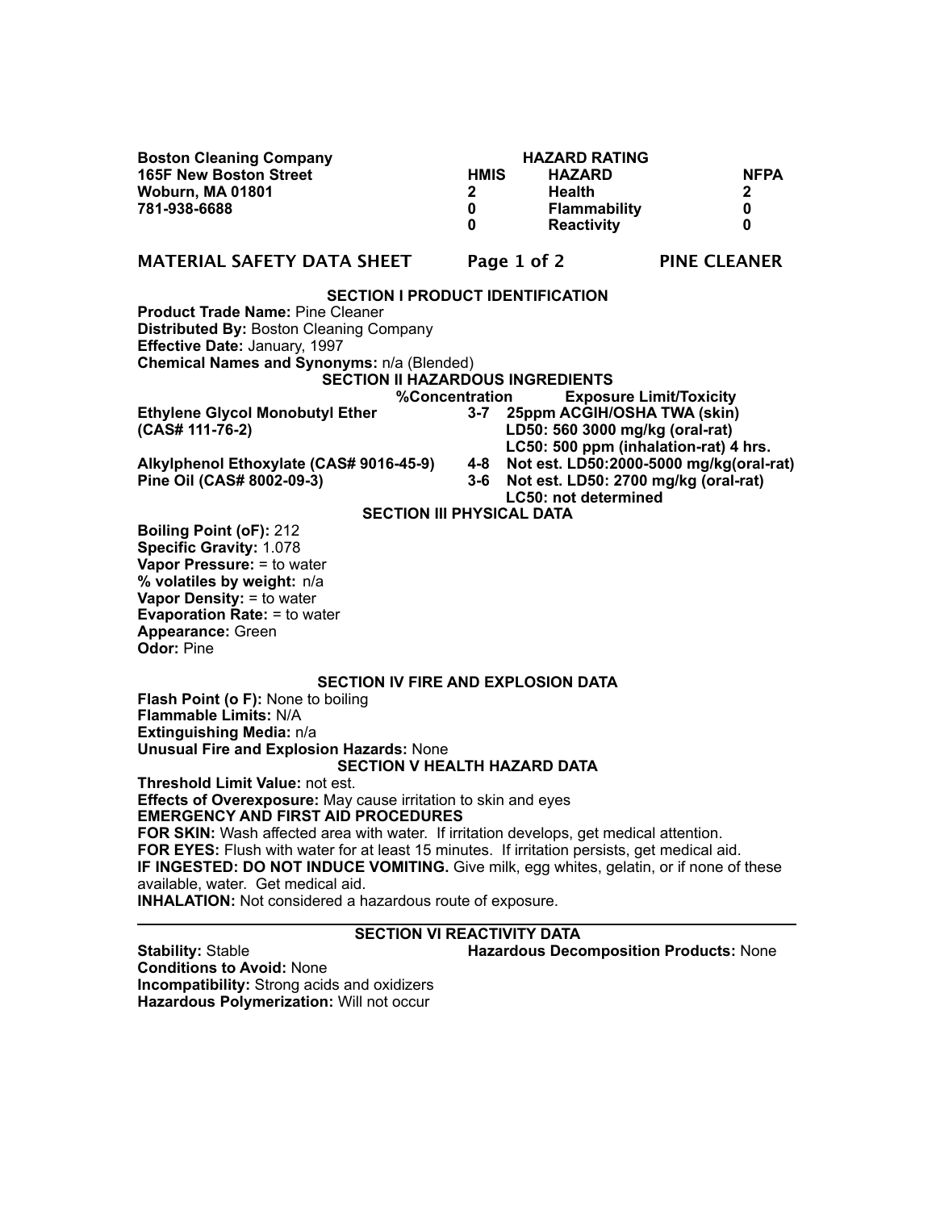**Boston Cleaning Company**
**165F New Boston Street**
**Woburn, MA 01801**
**781-938-6688**

| | HAZARD RATING | |
|---|---|---|
| **HMIS** | **HAZARD** | **NFPA** |
| 2 | Health | 2 |
| 0 | Flammability | 0 |
| 0 | Reactivity | 0 |

## MATERIAL SAFETY DATA SHEET — PINE CLEANER

### SECTION I PRODUCT IDENTIFICATION

**Product Trade Name:** Pine Cleaner
**Distributed By:** Boston Cleaning Company
**Effective Date:** January, 1997
**Chemical Names and Synonyms:** n/a (Blended)

### SECTION II HAZARDOUS INGREDIENTS

| | %Concentration | Exposure Limit/Toxicity |
|---|---|---|
| **Ethylene Glycol Monobutyl Ether (CAS# 111-76-2)** | 3-7 | 25ppm ACGIH/OSHA TWA (skin) LD50: 560 3000 mg/kg (oral-rat) LC50: 500 ppm (inhalation-rat) 4 hrs. |
| **Alkylphenol Ethoxylate (CAS# 9016-45-9)** | 4-8 | Not est. LD50:2000-5000 mg/kg(oral-rat) |
| **Pine Oil (CAS# 8002-09-3)** | 3-6 | Not est. LD50: 2700 mg/kg (oral-rat) LC50: not determined |

### SECTION III PHYSICAL DATA

**Boiling Point (oF):** 212
**Specific Gravity:** 1.078
**Vapor Pressure:** = to water
**% volatiles by weight:** n/a
**Vapor Density:** = to water
**Evaporation Rate:** = to water
**Appearance:** Green
**Odor:** Pine

### SECTION IV FIRE AND EXPLOSION DATA

**Flash Point (o F):** None to boiling
**Flammable Limits:** N/A
**Extinguishing Media:** n/a
**Unusual Fire and Explosion Hazards:** None

### SECTION V HEALTH HAZARD DATA

**Threshold Limit Value:** not est.
**Effects of Overexposure:** May cause irritation to skin and eyes
**EMERGENCY AND FIRST AID PROCEDURES**
**FOR SKIN:** Wash affected area with water. If irritation develops, get medical attention.
**FOR EYES:** Flush with water for at least 15 minutes. If irritation persists, get medical aid.
**IF INGESTED: DO NOT INDUCE VOMITING.** Give milk, egg whites, gelatin, or if none of these available, water. Get medical aid.
**INHALATION:** Not considered a hazardous route of exposure.

---

### SECTION VI REACTIVITY DATA

**Stability:** Stable
**Hazardous Decomposition Products:** None
**Conditions to Avoid:** None
**Incompatibility:** Strong acids and oxidizers
**Hazardous Polymerization:** Will not occur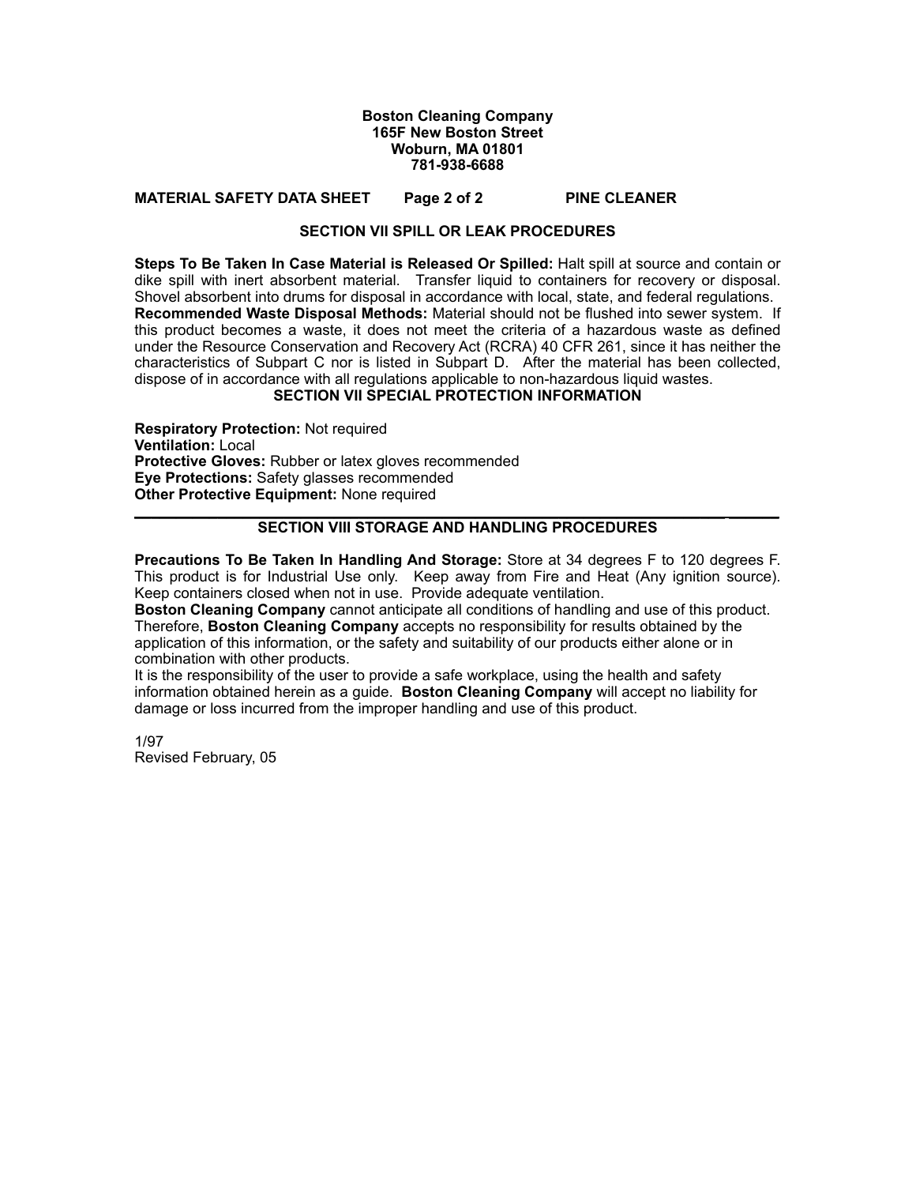**Boston Cleaning Company**
**165F New Boston Street**
**Woburn, MA 01801**
**781-938-6688**

**MATERIAL SAFETY DATA SHEET Page 2 of 2 PINE CLEANER**

## SECTION VII SPILL OR LEAK PROCEDURES

**Steps To Be Taken In Case Material is Released Or Spilled:** Halt spill at source and contain or dike spill with inert absorbent material. Transfer liquid to containers for recovery or disposal. Shovel absorbent into drums for disposal in accordance with local, state, and federal regulations.
**Recommended Waste Disposal Methods:** Material should not be flushed into sewer system. If this product becomes a waste, it does not meet the criteria of a hazardous waste as defined under the Resource Conservation and Recovery Act (RCRA) 40 CFR 261, since it has neither the characteristics of Subpart C nor is listed in Subpart D. After the material has been collected, dispose of in accordance with all regulations applicable to non-hazardous liquid wastes.

## SECTION VII SPECIAL PROTECTION INFORMATION

**Respiratory Protection:** Not required
**Ventilation:** Local
**Protective Gloves:** Rubber or latex gloves recommended
**Eye Protections:** Safety glasses recommended
**Other Protective Equipment:** None required

---

## SECTION VIII STORAGE AND HANDLING PROCEDURES

**Precautions To Be Taken In Handling And Storage:** Store at 34 degrees F to 120 degrees F. This product is for Industrial Use only. Keep away from Fire and Heat (Any ignition source). Keep containers closed when not in use. Provide adequate ventilation.
**Boston Cleaning Company** cannot anticipate all conditions of handling and use of this product. Therefore, **Boston Cleaning Company** accepts no responsibility for results obtained by the application of this information, or the safety and suitability of our products either alone or in combination with other products.
It is the responsibility of the user to provide a safe workplace, using the health and safety information obtained herein as a guide. **Boston Cleaning Company** will accept no liability for damage or loss incurred from the improper handling and use of this product.

1/97
Revised February, 05